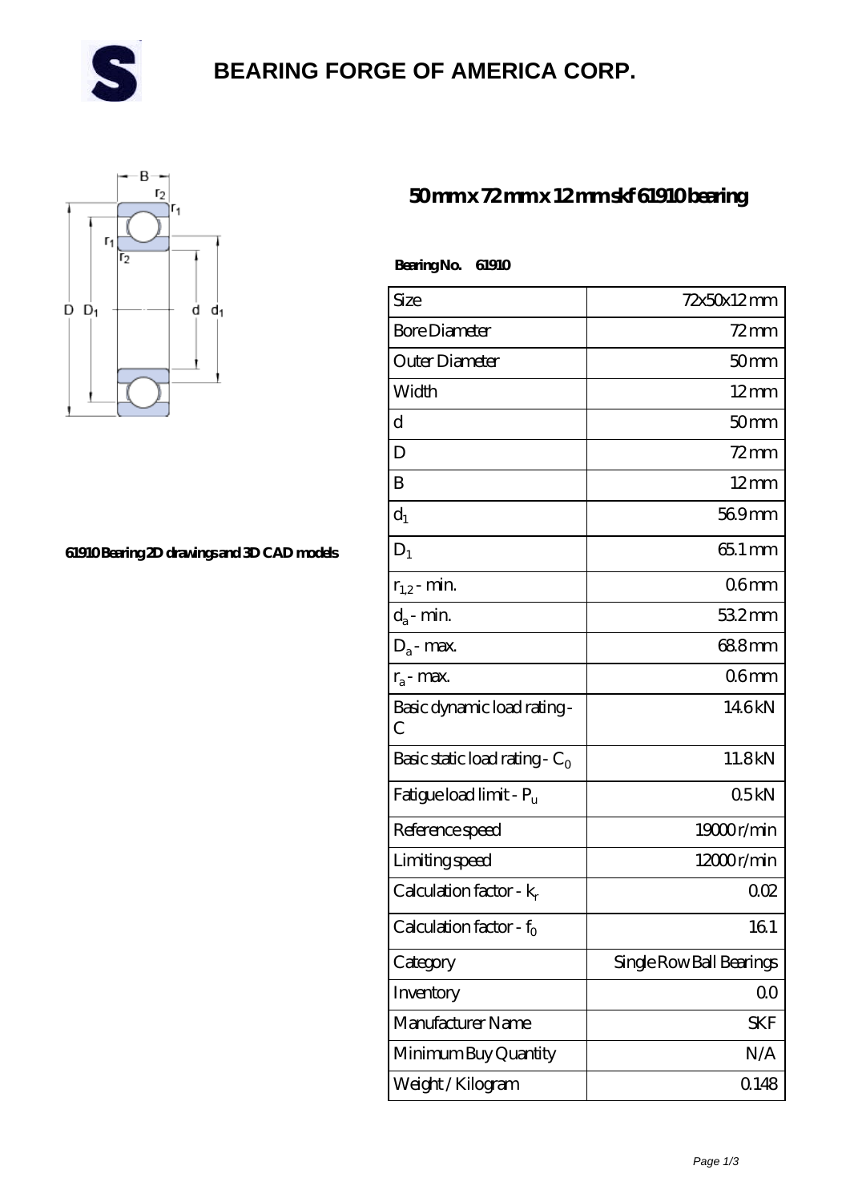# BEARING FORGE OF AMERICA CORP.

61910 Bearing 2D drawings and 3D CAD models

## 50 mm x 72 mm x 12 mm skf 61910 bearing

**Bearing No. 61910**

| Size | 72x50x12 mm |
|---|---|
| Bore Diameter | 72 mm |
| Outer Diameter | 50 mm |
| Width | 12 mm |
| d | 50 mm |
| D | 72 mm |
| B | 12 mm |
| $d_1$ | 56.9 mm |
| $D_1$ | 65.1 mm |
| $r_{1,2}$ - min. | 0.6 mm |
| $d_a$ - min. | 53.2 mm |
| $D_a$ - max. | 68.8 mm |
| $r_a$ - max. | 0.6 mm |
| Basic dynamic load rating - C | 14.6 kN |
| Basic static load rating - $C_0$ | 11.8 kN |
| Fatigue load limit - $P_u$ | 0.5 kN |
| Reference speed | 19000 r/min |
| Limiting speed | 12000 r/min |
| Calculation factor - $k_r$ | 0.02 |
| Calculation factor - $f_0$ | 16.1 |
| Category | Single Row Ball Bearings |
| Inventory | 0.0 |
| Manufacturer Name | SKF |
| Minimum Buy Quantity | N/A |
| Weight / Kilogram | 0.148 |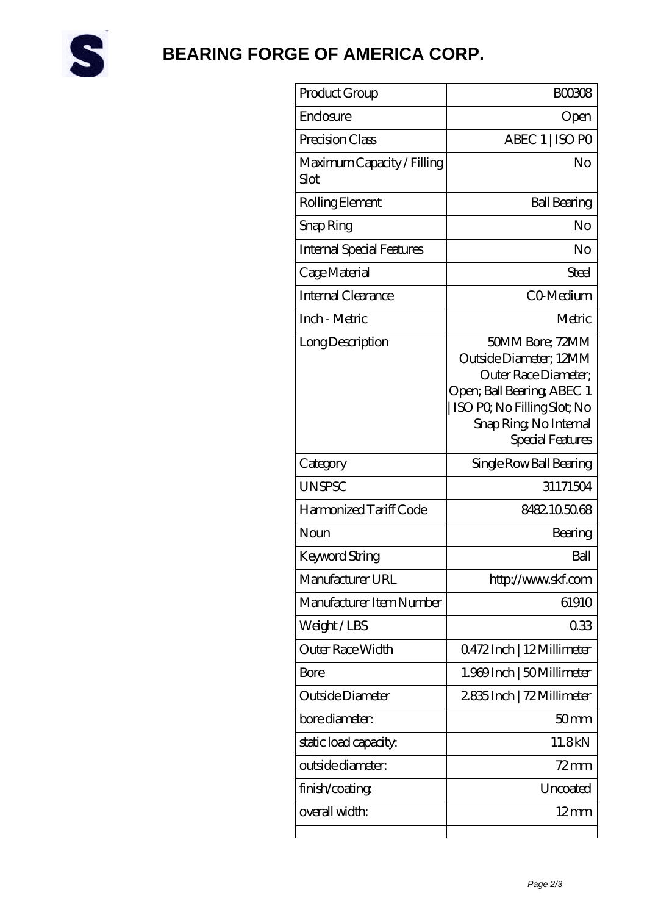# BEARING FORGE OF AMERICA CORP.

| Product Group | B00308 |
|---|---|
| Enclosure | Open |
| Precision Class | ABEC 1 \| ISO P0 |
| Maximum Capacity / Filling Slot | No |
| Rolling Element | Ball Bearing |
| Snap Ring | No |
| Internal Special Features | No |
| Cage Material | Steel |
| Internal Clearance | C0-Medium |
| Inch - Metric | Metric |
| Long Description | 50MM Bore; 72MM Outside Diameter; 12MM Outer Race Diameter; Open; Ball Bearing; ABEC 1 \| ISO P0; No Filling Slot; No Snap Ring; No Internal Special Features |
| Category | Single Row Ball Bearing |
| UNSPSC | 31171504 |
| Harmonized Tariff Code | 8482.10.50.68 |
| Noun | Bearing |
| Keyword String | Ball |
| Manufacturer URL | http://www.skf.com |
| Manufacturer Item Number | 61910 |
| Weight / LBS | 0.33 |
| Outer Race Width | 0.472 Inch \| 12 Millimeter |
| Bore | 1.969 Inch \| 50 Millimeter |
| Outside Diameter | 2.835 Inch \| 72 Millimeter |
| bore diameter: | 50 mm |
| static load capacity: | 11.8 kN |
| outside diameter: | 72 mm |
| finish/coating: | Uncoated |
| overall width: | 12 mm |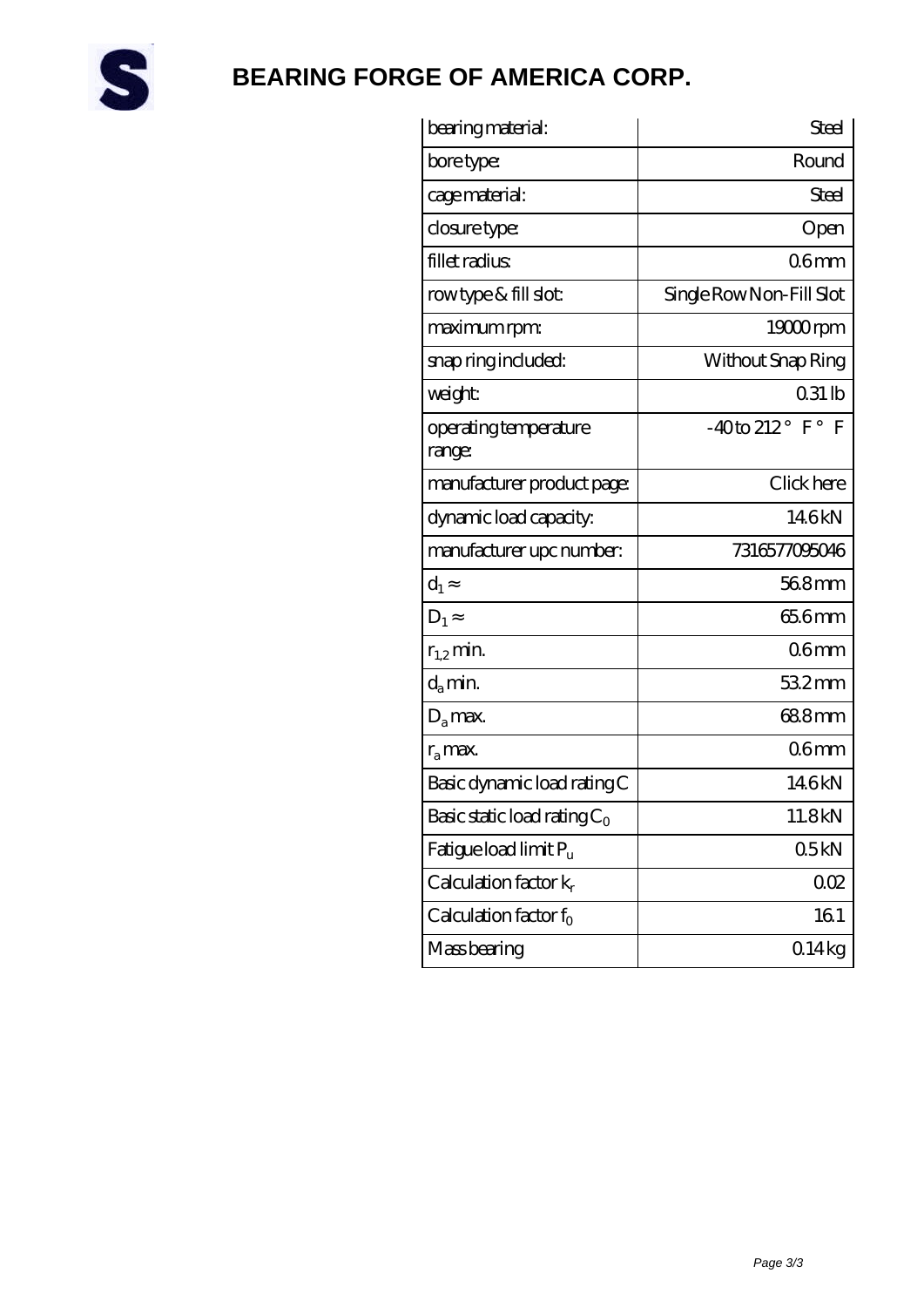# BEARING FORGE OF AMERICA CORP.

| | |
|---|---|
| bearing material: | Steel |
| bore type: | Round |
| cage material: | Steel |
| closure type: | Open |
| fillet radius: | 0.6 mm |
| row type & fill slot: | Single Row Non-Fill Slot |
| maximum rpm: | 19000 rpm |
| snap ring included: | Without Snap Ring |
| weight: | 0.31 lb |
| operating temperature range: | -40 to 212 ° F ° F |
| manufacturer product page: | Click here |
| dynamic load capacity: | 14.6 kN |
| manufacturer upc number: | 7316577095046 |
| $d_1$ ≈ | 56.8 mm |
| $D_1$ ≈ | 65.6 mm |
| $r_{1,2}$ min. | 0.6 mm |
| $d_a$ min. | 53.2 mm |
| $D_a$ max. | 68.8 mm |
| $r_a$ max. | 0.6 mm |
| Basic dynamic load rating C | 14.6 kN |
| Basic static load rating $C_0$ | 11.8 kN |
| Fatigue load limit $P_u$ | 0.5 kN |
| Calculation factor $k_r$ | 0.02 |
| Calculation factor $f_0$ | 16.1 |
| Mass bearing | 0.14 kg |